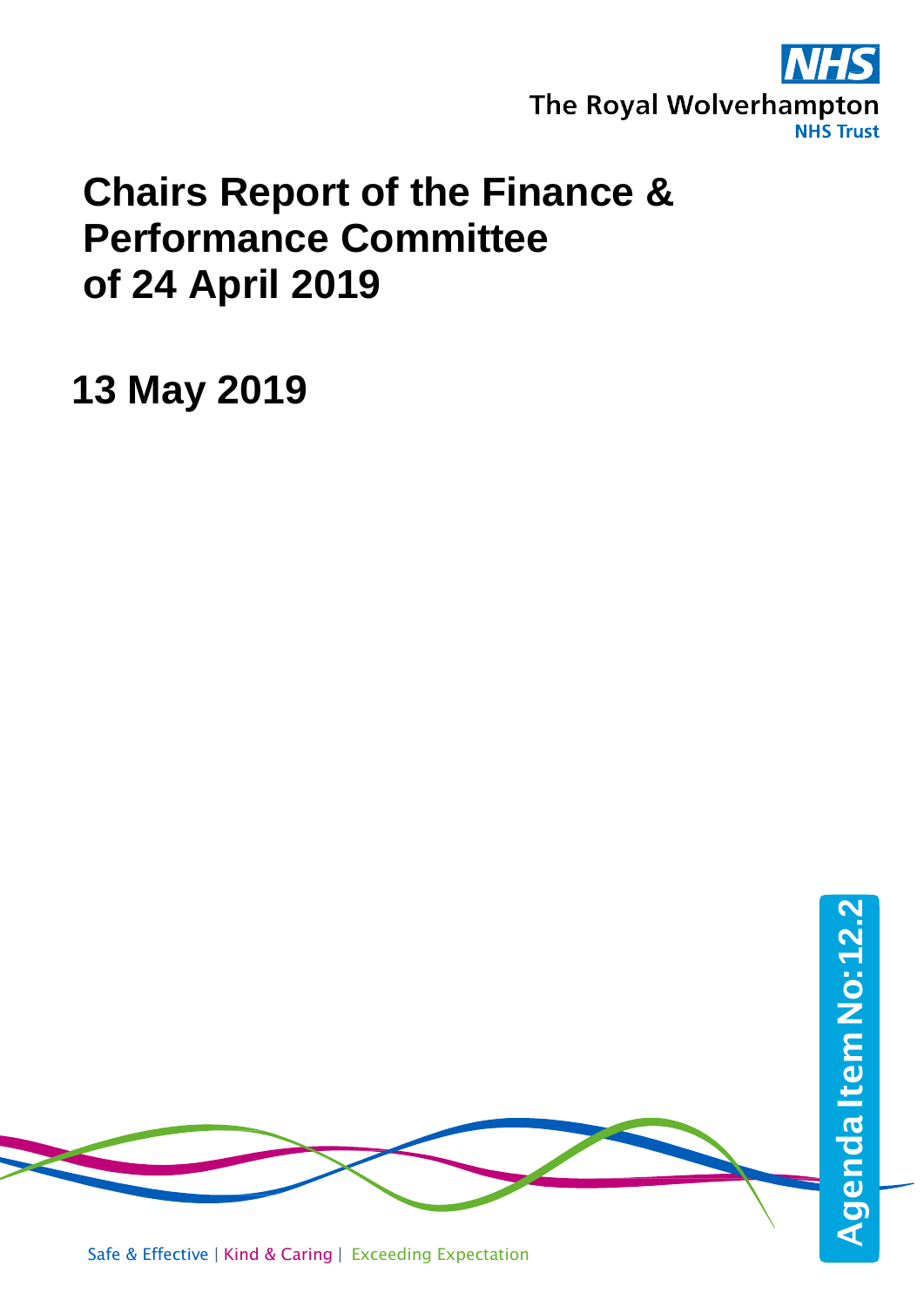The Royal Wolverhampton NHS Trust

# Chairs Report of the Finance & Performance Committee of 24 April 2019

## 13 May 2019

Agenda Item No: 12.2

Safe & Effective | Kind & Caring | Exceeding Expectation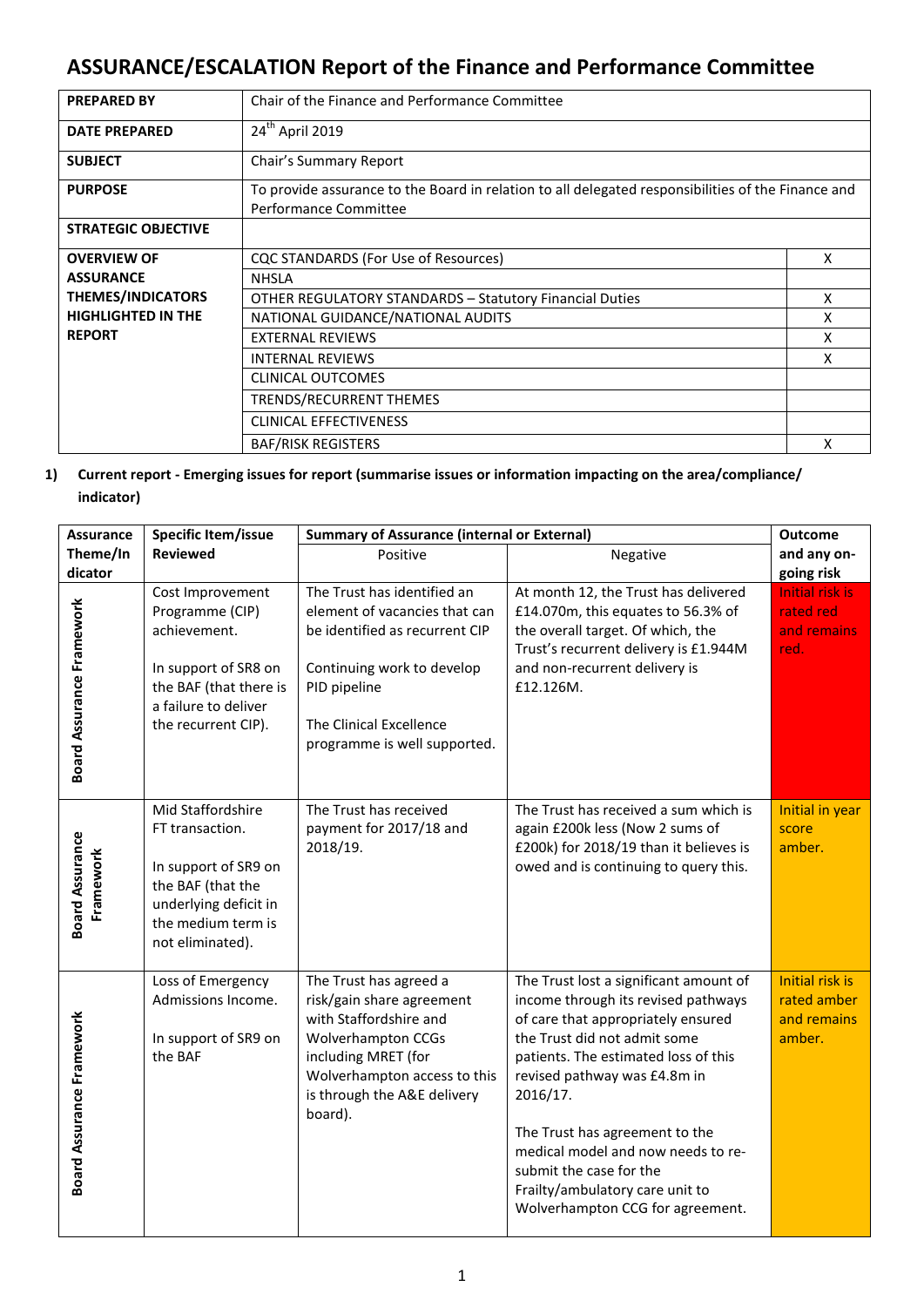# ASSURANCE/ESCALATION Report of the Finance and Performance Committee

| | | |
|---|---|---|
| **PREPARED BY** | Chair of the Finance and Performance Committee | |
| **DATE PREPARED** | 24th April 2019 | |
| **SUBJECT** | Chair's Summary Report | |
| **PURPOSE** | To provide assurance to the Board in relation to all delegated responsibilities of the Finance and Performance Committee | |
| **STRATEGIC OBJECTIVE** | | |
| **OVERVIEW OF ASSURANCE THEMES/INDICATORS HIGHLIGHTED IN THE REPORT** | CQC STANDARDS (For Use of Resources) | X |
| | NHSLA | |
| | OTHER REGULATORY STANDARDS – Statutory Financial Duties | X |
| | NATIONAL GUIDANCE/NATIONAL AUDITS | X |
| | EXTERNAL REVIEWS | X |
| | INTERNAL REVIEWS | X |
| | CLINICAL OUTCOMES | |
| | TRENDS/RECURRENT THEMES | |
| | CLINICAL EFFECTIVENESS | |
| | BAF/RISK REGISTERS | X |

**1) Current report - Emerging issues for report (summarise issues or information impacting on the area/compliance/ indicator)**

| Assurance Theme/Indicator | Specific Item/issue Reviewed | Summary of Assurance (internal or External) | | Outcome and any on-going risk |
|---|---|---|---|---|
| | | Positive | Negative | |
| Board Assurance Framework | Cost Improvement Programme (CIP) achievement.<br><br>In support of SR8 on the BAF (that there is a failure to deliver the recurrent CIP). | The Trust has identified an element of vacancies that can be identified as recurrent CIP<br><br>Continuing work to develop PID pipeline<br><br>The Clinical Excellence programme is well supported. | At month 12, the Trust has delivered £14.070m, this equates to 56.3% of the overall target. Of which, the Trust's recurrent delivery is £1.944M and non-recurrent delivery is £12.126M. | Initial risk is rated red and remains red. |
| Board Assurance Framework | Mid Staffordshire FT transaction.<br><br>In support of SR9 on the BAF (that the underlying deficit in the medium term is not eliminated). | The Trust has received payment for 2017/18 and 2018/19. | The Trust has received a sum which is again £200k less (Now 2 sums of £200k) for 2018/19 than it believes is owed and is continuing to query this. | Initial in year score amber. |
| Board Assurance Framework | Loss of Emergency Admissions Income.<br><br>In support of SR9 on the BAF | The Trust has agreed a risk/gain share agreement with Staffordshire and Wolverhampton CCGs including MRET (for Wolverhampton access to this is through the A&E delivery board). | The Trust lost a significant amount of income through its revised pathways of care that appropriately ensured the Trust did not admit some patients. The estimated loss of this revised pathway was £4.8m in 2016/17.<br><br>The Trust has agreement to the medical model and now needs to re-submit the case for the Frailty/ambulatory care unit to Wolverhampton CCG for agreement. | Initial risk is rated amber and remains amber. |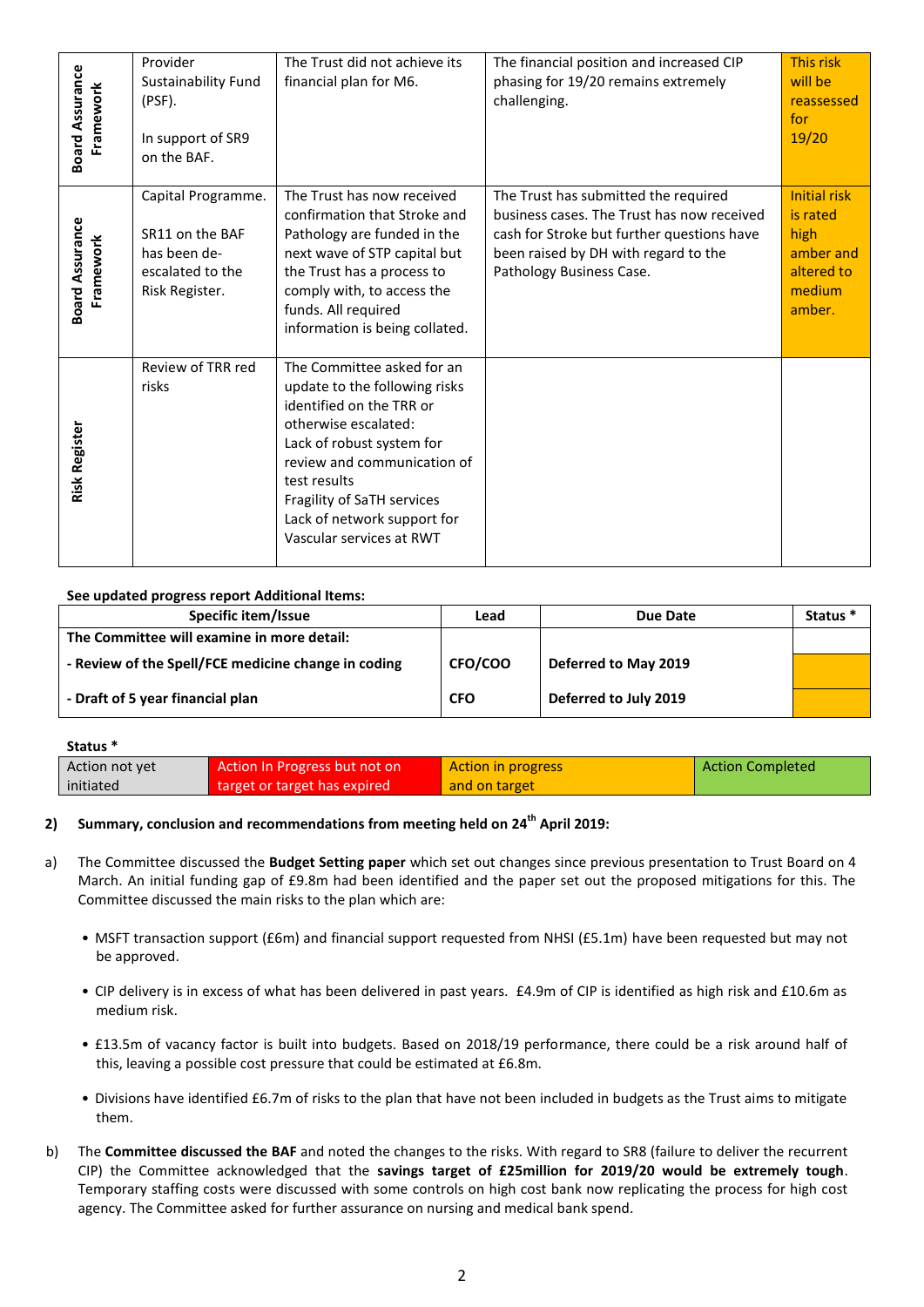| | | | | |
|---|---|---|---|---|
| Board Assurance Framework | Provider Sustainability Fund (PSF).<br><br>In support of SR9 on the BAF. | The Trust did not achieve its financial plan for M6. | The financial position and increased CIP phasing for 19/20 remains extremely challenging. | This risk will be reassessed for 19/20 |
| Board Assurance Framework | Capital Programme.<br><br>SR11 on the BAF has been de-escalated to the Risk Register. | The Trust has now received confirmation that Stroke and Pathology are funded in the next wave of STP capital but the Trust has a process to comply with, to access the funds. All required information is being collated. | The Trust has submitted the required business cases. The Trust has now received cash for Stroke but further questions have been raised by DH with regard to the Pathology Business Case. | Initial risk is rated high amber and altered to medium amber. |
| Risk Register | Review of TRR red risks | The Committee asked for an update to the following risks identified on the TRR or otherwise escalated:<br>Lack of robust system for review and communication of test results<br>Fragility of SaTH services<br>Lack of network support for Vascular services at RWT | | |

**See updated progress report Additional Items:**

| Specific item/Issue | Lead | Due Date | Status * |
|---|---|---|---|
| **The Committee will examine in more detail:** | | | |
| **- Review of the Spell/FCE medicine change in coding** | **CFO/COO** | **Deferred to May 2019** | |
| **- Draft of 5 year financial plan** | **CFO** | **Deferred to July 2019** | |

**Status \***

| Action not yet initiated | Action In Progress but not on target or target has expired | Action in progress and on target | Action Completed |
|---|---|---|---|

**2) Summary, conclusion and recommendations from meeting held on 24th April 2019:**

a) The Committee discussed the **Budget Setting paper** which set out changes since previous presentation to Trust Board on 4 March. An initial funding gap of £9.8m had been identified and the paper set out the proposed mitigations for this. The Committee discussed the main risks to the plan which are:

- MSFT transaction support (£6m) and financial support requested from NHSI (£5.1m) have been requested but may not be approved.
- CIP delivery is in excess of what has been delivered in past years. £4.9m of CIP is identified as high risk and £10.6m as medium risk.
- £13.5m of vacancy factor is built into budgets. Based on 2018/19 performance, there could be a risk around half of this, leaving a possible cost pressure that could be estimated at £6.8m.
- Divisions have identified £6.7m of risks to the plan that have not been included in budgets as the Trust aims to mitigate them.

b) The **Committee discussed the BAF** and noted the changes to the risks. With regard to SR8 (failure to deliver the recurrent CIP) the Committee acknowledged that the **savings target of £25million for 2019/20 would be extremely tough**. Temporary staffing costs were discussed with some controls on high cost bank now replicating the process for high cost agency. The Committee asked for further assurance on nursing and medical bank spend.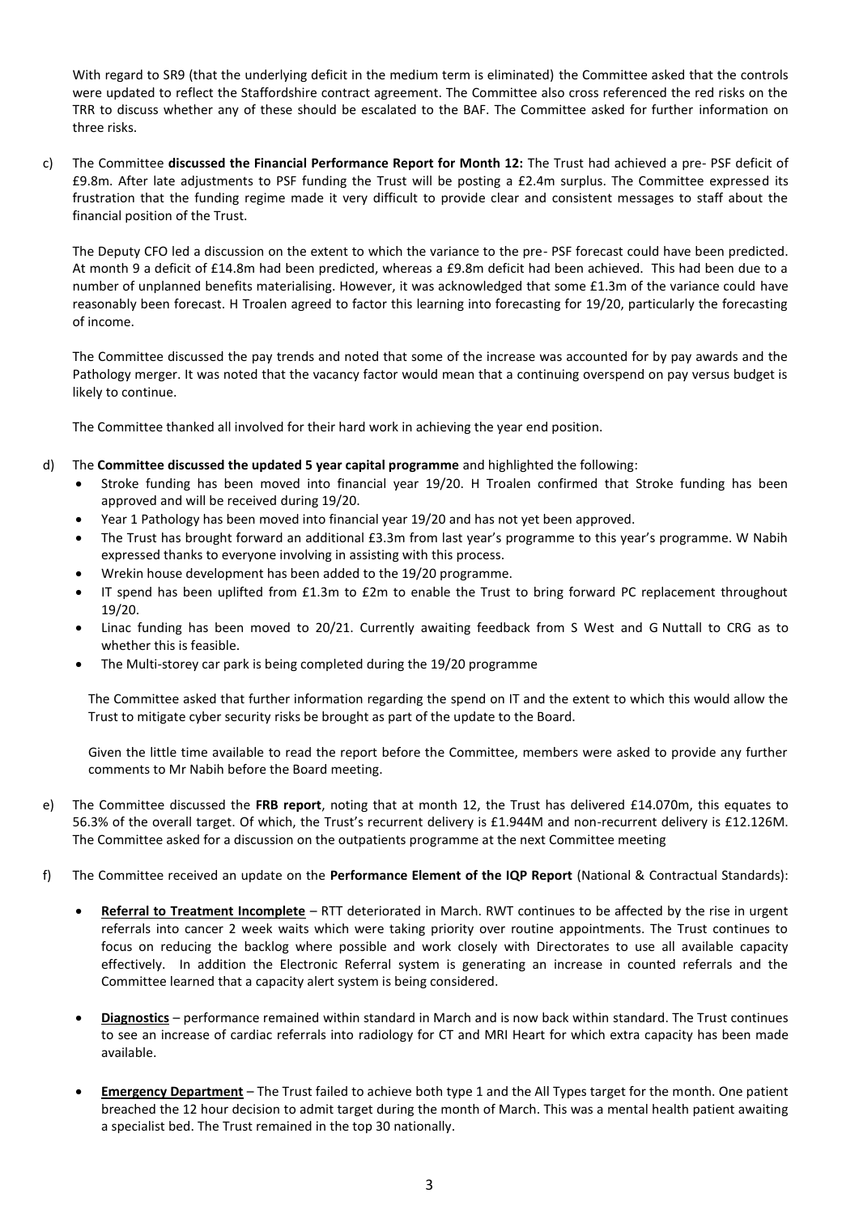With regard to SR9 (that the underlying deficit in the medium term is eliminated) the Committee asked that the controls were updated to reflect the Staffordshire contract agreement. The Committee also cross referenced the red risks on the TRR to discuss whether any of these should be escalated to the BAF. The Committee asked for further information on three risks.

c) The Committee **discussed the Financial Performance Report for Month 12:** The Trust had achieved a pre- PSF deficit of £9.8m. After late adjustments to PSF funding the Trust will be posting a £2.4m surplus. The Committee expressed its frustration that the funding regime made it very difficult to provide clear and consistent messages to staff about the financial position of the Trust.

   The Deputy CFO led a discussion on the extent to which the variance to the pre- PSF forecast could have been predicted. At month 9 a deficit of £14.8m had been predicted, whereas a £9.8m deficit had been achieved. This had been due to a number of unplanned benefits materialising. However, it was acknowledged that some £1.3m of the variance could have reasonably been forecast. H Troalen agreed to factor this learning into forecasting for 19/20, particularly the forecasting of income.

   The Committee discussed the pay trends and noted that some of the increase was accounted for by pay awards and the Pathology merger. It was noted that the vacancy factor would mean that a continuing overspend on pay versus budget is likely to continue.

   The Committee thanked all involved for their hard work in achieving the year end position.

d) The **Committee discussed the updated 5 year capital programme** and highlighted the following:
   - Stroke funding has been moved into financial year 19/20. H Troalen confirmed that Stroke funding has been approved and will be received during 19/20.
   - Year 1 Pathology has been moved into financial year 19/20 and has not yet been approved.
   - The Trust has brought forward an additional £3.3m from last year's programme to this year's programme. W Nabih expressed thanks to everyone involving in assisting with this process.
   - Wrekin house development has been added to the 19/20 programme.
   - IT spend has been uplifted from £1.3m to £2m to enable the Trust to bring forward PC replacement throughout 19/20.
   - Linac funding has been moved to 20/21. Currently awaiting feedback from S West and G Nuttall to CRG as to whether this is feasible.
   - The Multi-storey car park is being completed during the 19/20 programme

   The Committee asked that further information regarding the spend on IT and the extent to which this would allow the Trust to mitigate cyber security risks be brought as part of the update to the Board.

   Given the little time available to read the report before the Committee, members were asked to provide any further comments to Mr Nabih before the Board meeting.

e) The Committee discussed the **FRB report**, noting that at month 12, the Trust has delivered £14.070m, this equates to 56.3% of the overall target. Of which, the Trust's recurrent delivery is £1.944M and non-recurrent delivery is £12.126M. The Committee asked for a discussion on the outpatients programme at the next Committee meeting

f) The Committee received an update on the **Performance Element of the IQP Report** (National & Contractual Standards):

   - **Referral to Treatment Incomplete** – RTT deteriorated in March. RWT continues to be affected by the rise in urgent referrals into cancer 2 week waits which were taking priority over routine appointments. The Trust continues to focus on reducing the backlog where possible and work closely with Directorates to use all available capacity effectively. In addition the Electronic Referral system is generating an increase in counted referrals and the Committee learned that a capacity alert system is being considered.

   - **Diagnostics** – performance remained within standard in March and is now back within standard. The Trust continues to see an increase of cardiac referrals into radiology for CT and MRI Heart for which extra capacity has been made available.

   - **Emergency Department** – The Trust failed to achieve both type 1 and the All Types target for the month. One patient breached the 12 hour decision to admit target during the month of March. This was a mental health patient awaiting a specialist bed. The Trust remained in the top 30 nationally.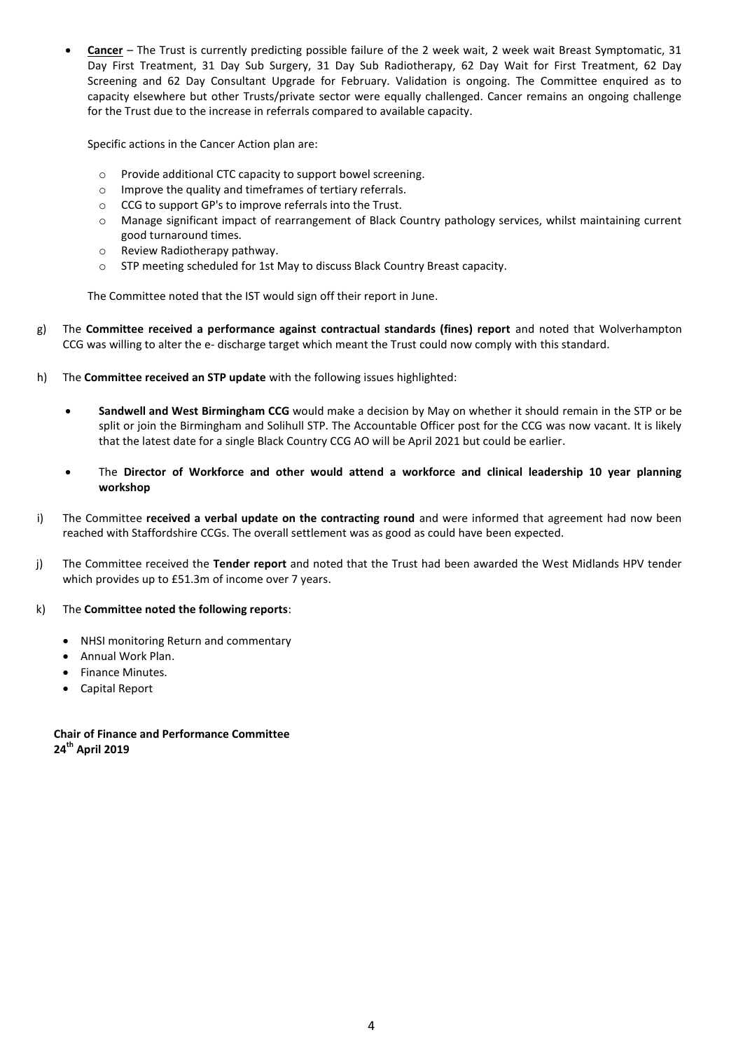- **Cancer** – The Trust is currently predicting possible failure of the 2 week wait, 2 week wait Breast Symptomatic, 31 Day First Treatment, 31 Day Sub Surgery, 31 Day Sub Radiotherapy, 62 Day Wait for First Treatment, 62 Day Screening and 62 Day Consultant Upgrade for February. Validation is ongoing. The Committee enquired as to capacity elsewhere but other Trusts/private sector were equally challenged. Cancer remains an ongoing challenge for the Trust due to the increase in referrals compared to available capacity.

  Specific actions in the Cancer Action plan are:

  - Provide additional CTC capacity to support bowel screening.
  - Improve the quality and timeframes of tertiary referrals.
  - CCG to support GP's to improve referrals into the Trust.
  - Manage significant impact of rearrangement of Black Country pathology services, whilst maintaining current good turnaround times.
  - Review Radiotherapy pathway.
  - STP meeting scheduled for 1st May to discuss Black Country Breast capacity.

  The Committee noted that the IST would sign off their report in June.

g) The **Committee received a performance against contractual standards (fines) report** and noted that Wolverhampton CCG was willing to alter the e- discharge target which meant the Trust could now comply with this standard.

h) The **Committee received an STP update** with the following issues highlighted:

- **Sandwell and West Birmingham CCG** would make a decision by May on whether it should remain in the STP or be split or join the Birmingham and Solihull STP. The Accountable Officer post for the CCG was now vacant. It is likely that the latest date for a single Black Country CCG AO will be April 2021 but could be earlier.

- The **Director of Workforce and other would attend a workforce and clinical leadership 10 year planning workshop**

i) The Committee **received a verbal update on the contracting round** and were informed that agreement had now been reached with Staffordshire CCGs. The overall settlement was as good as could have been expected.

j) The Committee received the **Tender report** and noted that the Trust had been awarded the West Midlands HPV tender which provides up to £51.3m of income over 7 years.

k) The **Committee noted the following reports**:

- NHSI monitoring Return and commentary
- Annual Work Plan.
- Finance Minutes.
- Capital Report

**Chair of Finance and Performance Committee**
**24th April 2019**